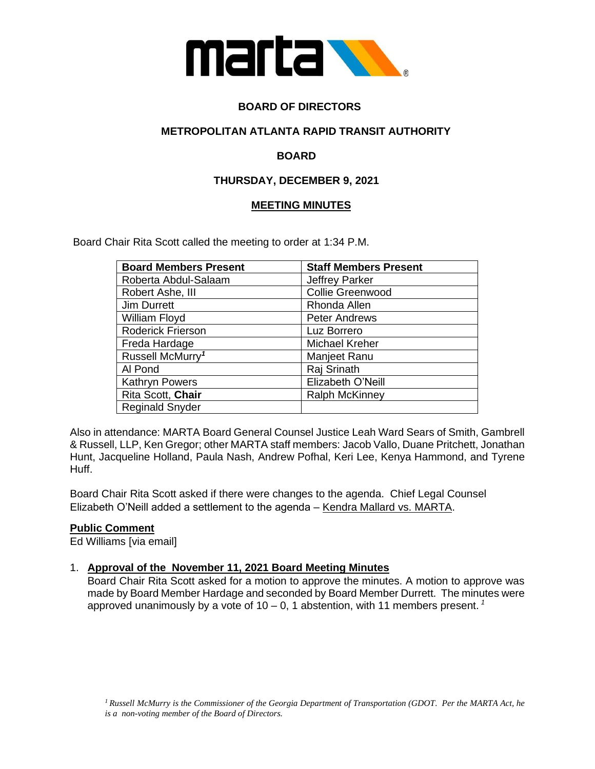# BOARD OF DIRECTORS

## METROPOLITAN ATLANTA RAPID TRANSIT AUTHORITY

## BOARD

## THURSDAY, DECEMBER 9, 2021

## MEETING MINUTES

Board Chair Rita Scott called the meeting to order at 1:34 P.M.

| Board Members Present | Staff Members Present |
|---|---|
| Roberta Abdul-Salaam | Jeffrey Parker |
| Robert Ashe, III | Collie Greenwood |
| Jim Durrett | Rhonda Allen |
| William Floyd | Peter Andrews |
| Roderick Frierson | Luz Borrero |
| Freda Hardage | Michael Kreher |
| Russell McMurry[1] | Manjeet Ranu |
| Al Pond | Raj Srinath |
| Kathryn Powers | Elizabeth O'Neill |
| Rita Scott, **Chair** | Ralph McKinney |
| Reginald Snyder | |

Also in attendance: MARTA Board General Counsel Justice Leah Ward Sears of Smith, Gambrell & Russell, LLP, Ken Gregor; other MARTA staff members: Jacob Vallo, Duane Pritchett, Jonathan Hunt, Jacqueline Holland, Paula Nash, Andrew Pofhal, Keri Lee, Kenya Hammond, and Tyrene Huff.

Board Chair Rita Scott asked if there were changes to the agenda. Chief Legal Counsel Elizabeth O'Neill added a settlement to the agenda – Kendra Mallard vs. MARTA.

**Public Comment**

Ed Williams [via email]

1. **Approval of the November 11, 2021 Board Meeting Minutes**

   Board Chair Rita Scott asked for a motion to approve the minutes. A motion to approve was made by Board Member Hardage and seconded by Board Member Durrett. The minutes were approved unanimously by a vote of 10 – 0, 1 abstention, with 11 members present.[1]

*[1] Russell McMurry is the Commissioner of the Georgia Department of Transportation (GDOT. Per the MARTA Act, he is a non-voting member of the Board of Directors.*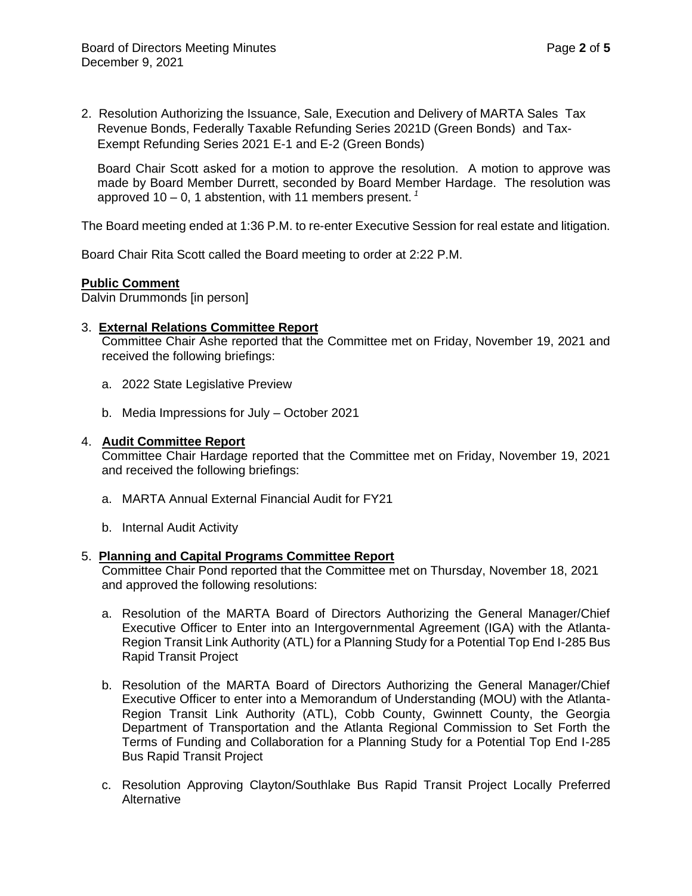2. Resolution Authorizing the Issuance, Sale, Execution and Delivery of MARTA Sales Tax Revenue Bonds, Federally Taxable Refunding Series 2021D (Green Bonds) and Tax-Exempt Refunding Series 2021 E-1 and E-2 (Green Bonds)

   Board Chair Scott asked for a motion to approve the resolution. A motion to approve was made by Board Member Durrett, seconded by Board Member Hardage. The resolution was approved 10 – 0, 1 abstention, with 11 members present. [1]

The Board meeting ended at 1:36 P.M. to re-enter Executive Session for real estate and litigation.

Board Chair Rita Scott called the Board meeting to order at 2:22 P.M.

**Public Comment**
Dalvin Drummonds [in person]

3. **External Relations Committee Report**
   Committee Chair Ashe reported that the Committee met on Friday, November 19, 2021 and received the following briefings:

   a. 2022 State Legislative Preview

   b. Media Impressions for July – October 2021

4. **Audit Committee Report**
   Committee Chair Hardage reported that the Committee met on Friday, November 19, 2021 and received the following briefings:

   a. MARTA Annual External Financial Audit for FY21

   b. Internal Audit Activity

5. **Planning and Capital Programs Committee Report**
   Committee Chair Pond reported that the Committee met on Thursday, November 18, 2021 and approved the following resolutions:

   a. Resolution of the MARTA Board of Directors Authorizing the General Manager/Chief Executive Officer to Enter into an Intergovernmental Agreement (IGA) with the Atlanta-Region Transit Link Authority (ATL) for a Planning Study for a Potential Top End I-285 Bus Rapid Transit Project

   b. Resolution of the MARTA Board of Directors Authorizing the General Manager/Chief Executive Officer to enter into a Memorandum of Understanding (MOU) with the Atlanta-Region Transit Link Authority (ATL), Cobb County, Gwinnett County, the Georgia Department of Transportation and the Atlanta Regional Commission to Set Forth the Terms of Funding and Collaboration for a Planning Study for a Potential Top End I-285 Bus Rapid Transit Project

   c. Resolution Approving Clayton/Southlake Bus Rapid Transit Project Locally Preferred Alternative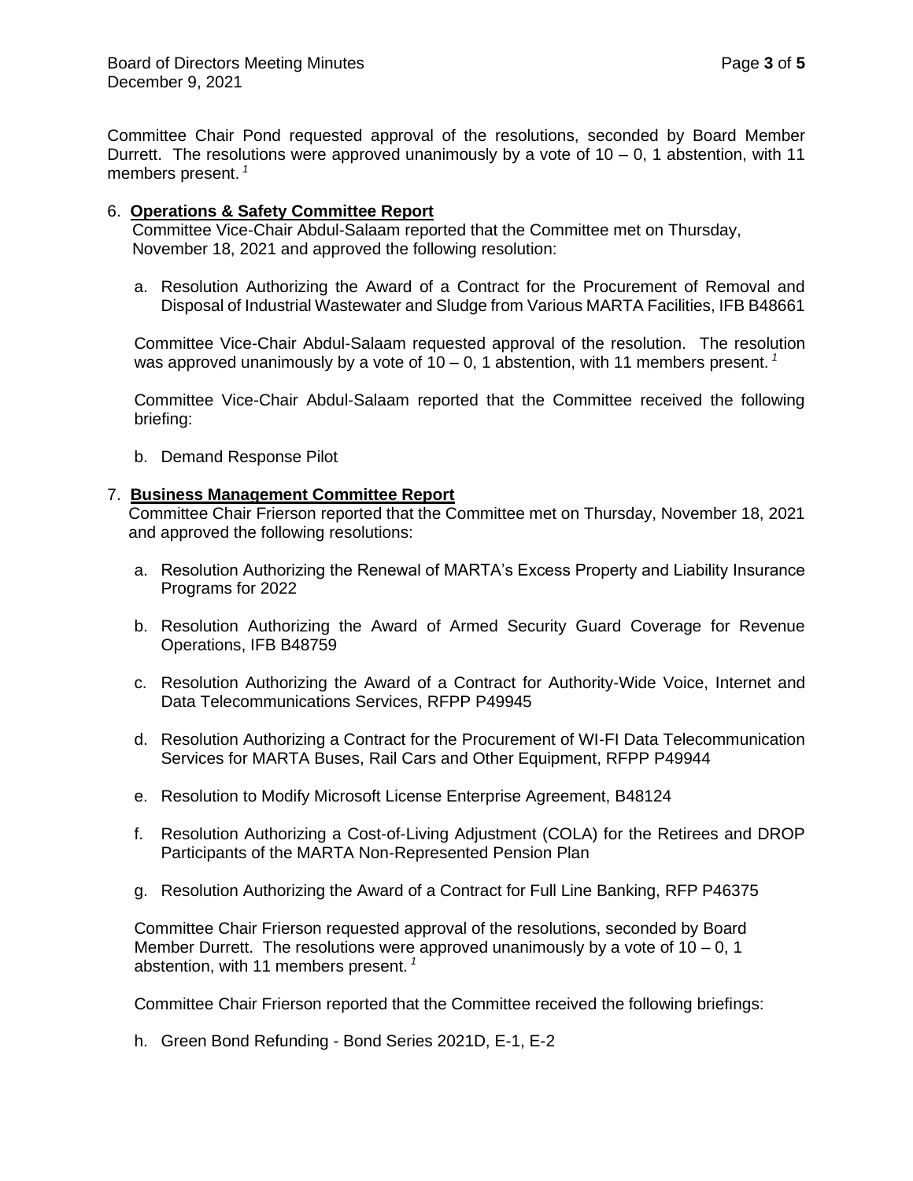Committee Chair Pond requested approval of the resolutions, seconded by Board Member Durrett. The resolutions were approved unanimously by a vote of 10 – 0, 1 abstention, with 11 members present. [1]

6. **Operations & Safety Committee Report**

   Committee Vice-Chair Abdul-Salaam reported that the Committee met on Thursday, November 18, 2021 and approved the following resolution:

   a. Resolution Authorizing the Award of a Contract for the Procurement of Removal and Disposal of Industrial Wastewater and Sludge from Various MARTA Facilities, IFB B48661

   Committee Vice-Chair Abdul-Salaam requested approval of the resolution. The resolution was approved unanimously by a vote of 10 – 0, 1 abstention, with 11 members present. [1]

   Committee Vice-Chair Abdul-Salaam reported that the Committee received the following briefing:

   b. Demand Response Pilot

7. **Business Management Committee Report**

   Committee Chair Frierson reported that the Committee met on Thursday, November 18, 2021 and approved the following resolutions:

   a. Resolution Authorizing the Renewal of MARTA's Excess Property and Liability Insurance Programs for 2022

   b. Resolution Authorizing the Award of Armed Security Guard Coverage for Revenue Operations, IFB B48759

   c. Resolution Authorizing the Award of a Contract for Authority-Wide Voice, Internet and Data Telecommunications Services, RFPP P49945

   d. Resolution Authorizing a Contract for the Procurement of WI-FI Data Telecommunication Services for MARTA Buses, Rail Cars and Other Equipment, RFPP P49944

   e. Resolution to Modify Microsoft License Enterprise Agreement, B48124

   f. Resolution Authorizing a Cost-of-Living Adjustment (COLA) for the Retirees and DROP Participants of the MARTA Non-Represented Pension Plan

   g. Resolution Authorizing the Award of a Contract for Full Line Banking, RFP P46375

   Committee Chair Frierson requested approval of the resolutions, seconded by Board Member Durrett. The resolutions were approved unanimously by a vote of 10 – 0, 1 abstention, with 11 members present. [1]

   Committee Chair Frierson reported that the Committee received the following briefings:

   h. Green Bond Refunding - Bond Series 2021D, E-1, E-2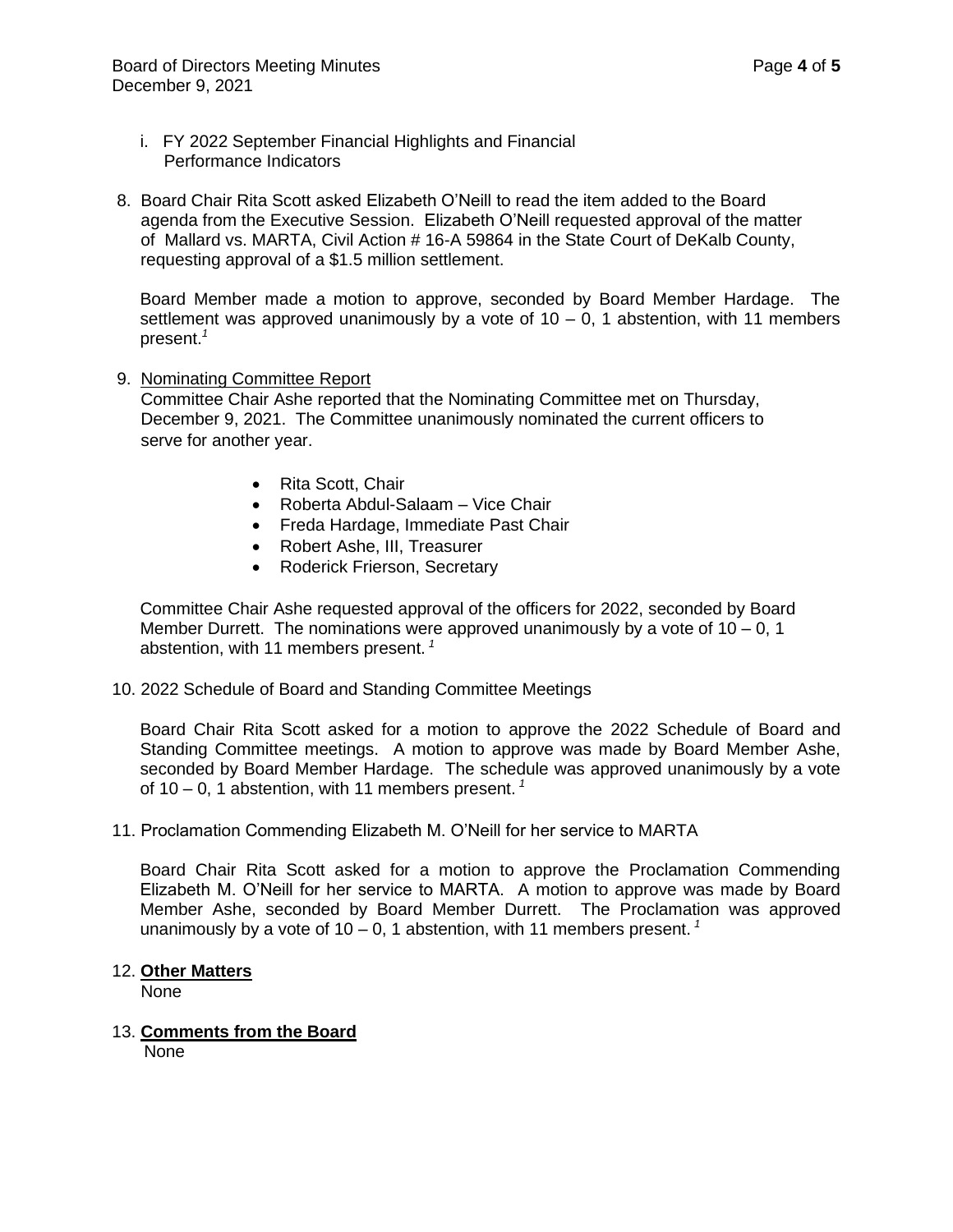i. FY 2022 September Financial Highlights and Financial Performance Indicators

8. Board Chair Rita Scott asked Elizabeth O'Neill to read the item added to the Board agenda from the Executive Session. Elizabeth O'Neill requested approval of the matter of Mallard vs. MARTA, Civil Action # 16-A 59864 in the State Court of DeKalb County, requesting approval of a $1.5 million settlement.

   Board Member made a motion to approve, seconded by Board Member Hardage. The settlement was approved unanimously by a vote of 10 – 0, 1 abstention, with 11 members present.[1]

9. Nominating Committee Report

   Committee Chair Ashe reported that the Nominating Committee met on Thursday, December 9, 2021. The Committee unanimously nominated the current officers to serve for another year.

   - Rita Scott, Chair
   - Roberta Abdul-Salaam – Vice Chair
   - Freda Hardage, Immediate Past Chair
   - Robert Ashe, III, Treasurer
   - Roderick Frierson, Secretary

   Committee Chair Ashe requested approval of the officers for 2022, seconded by Board Member Durrett. The nominations were approved unanimously by a vote of 10 – 0, 1 abstention, with 11 members present.[1]

10. 2022 Schedule of Board and Standing Committee Meetings

    Board Chair Rita Scott asked for a motion to approve the 2022 Schedule of Board and Standing Committee meetings. A motion to approve was made by Board Member Ashe, seconded by Board Member Hardage. The schedule was approved unanimously by a vote of 10 – 0, 1 abstention, with 11 members present.[1]

11. Proclamation Commending Elizabeth M. O'Neill for her service to MARTA

    Board Chair Rita Scott asked for a motion to approve the Proclamation Commending Elizabeth M. O'Neill for her service to MARTA. A motion to approve was made by Board Member Ashe, seconded by Board Member Durrett. The Proclamation was approved unanimously by a vote of 10 – 0, 1 abstention, with 11 members present.[1]

12. **Other Matters**

    None

13. **Comments from the Board**

    None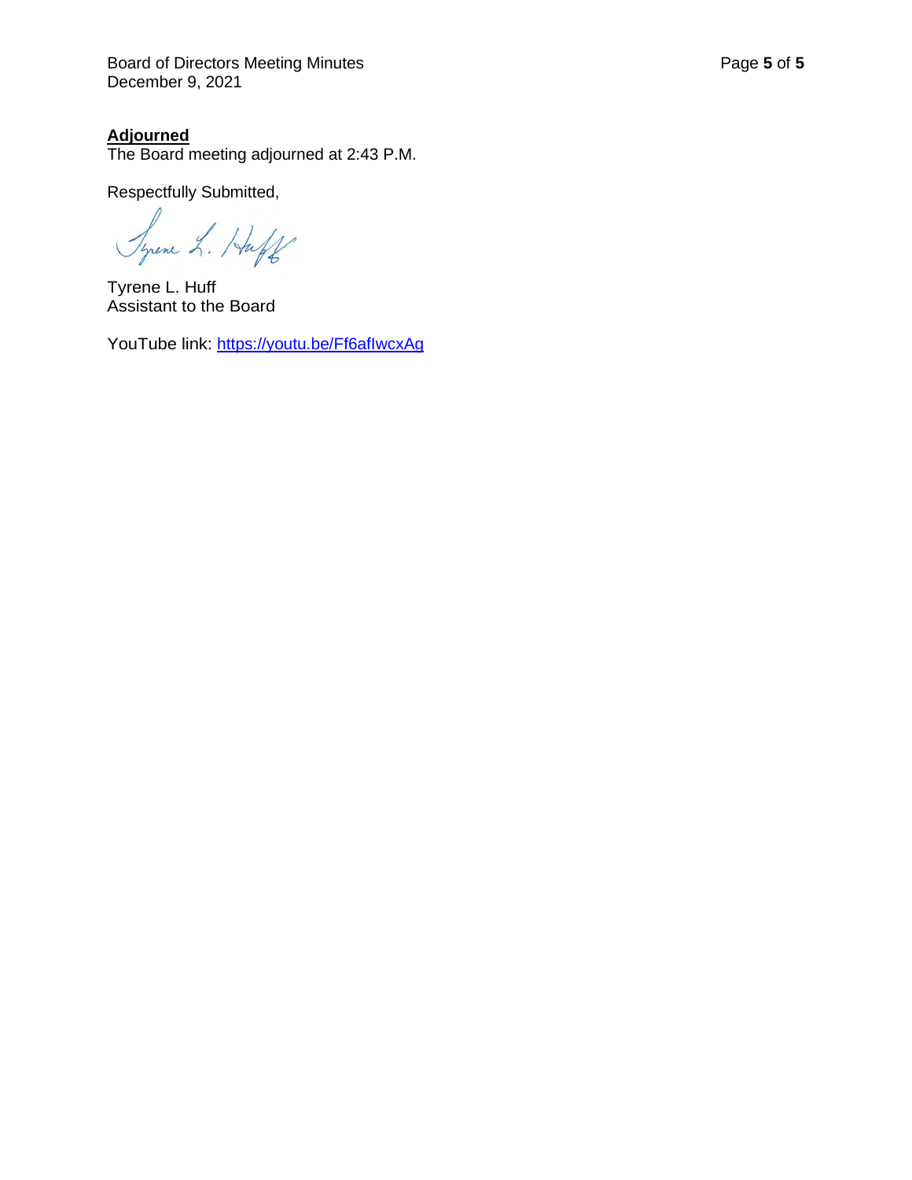**Adjourned**
The Board meeting adjourned at 2:43 P.M.

Respectfully Submitted,

Tyrene L. Huff
Assistant to the Board

YouTube link: [https://youtu.be/Ff6afIwcxAg](https://youtu.be/Ff6afIwcxAg)